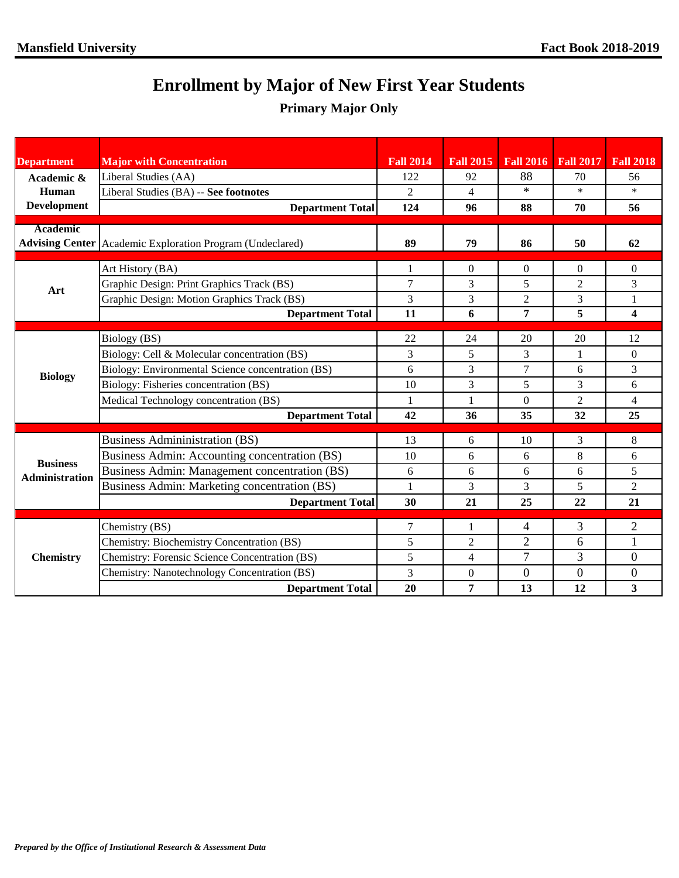# Enrollment by Major of New First Year Students

## Primary Major Only

| Department | Major with Concentration | Fall 2014 | Fall 2015 | Fall 2016 | Fall 2017 | Fall 2018 |
|---|---|---|---|---|---|---|
| Academic & Human Development | Liberal Studies (AA) | 122 | 92 | 88 | 70 | 56 |
| | Liberal Studies (BA) -- **See footnotes** | 2 | 4 | * | * | * |
| | **Department Total** | **124** | **96** | **88** | **70** | **56** |
| Academic Advising Center | Academic Exploration Program (Undeclared) | **89** | **79** | **86** | **50** | **62** |
| Art | Art History (BA) | 1 | 0 | 0 | 0 | 0 |
| | Graphic Design: Print Graphics Track (BS) | 7 | 3 | 5 | 2 | 3 |
| | Graphic Design: Motion Graphics Track (BS) | 3 | 3 | 2 | 3 | 1 |
| | **Department Total** | **11** | **6** | **7** | **5** | **4** |
| Biology | Biology (BS) | 22 | 24 | 20 | 20 | 12 |
| | Biology: Cell & Molecular concentration (BS) | 3 | 5 | 3 | 1 | 0 |
| | Biology: Environmental Science concentration (BS) | 6 | 3 | 7 | 6 | 3 |
| | Biology: Fisheries concentration (BS) | 10 | 3 | 5 | 3 | 6 |
| | Medical Technology concentration (BS) | 1 | 1 | 0 | 2 | 4 |
| | **Department Total** | **42** | **36** | **35** | **32** | **25** |
| Business Administration | Business Admininistration (BS) | 13 | 6 | 10 | 3 | 8 |
| | Business Admin: Accounting concentration (BS) | 10 | 6 | 6 | 8 | 6 |
| | Business Admin: Management concentration (BS) | 6 | 6 | 6 | 6 | 5 |
| | Business Admin: Marketing concentration (BS) | 1 | 3 | 3 | 5 | 2 |
| | **Department Total** | **30** | **21** | **25** | **22** | **21** |
| Chemistry | Chemistry (BS) | 7 | 1 | 4 | 3 | 2 |
| | Chemistry: Biochemistry Concentration (BS) | 5 | 2 | 2 | 6 | 1 |
| | Chemistry: Forensic Science Concentration (BS) | 5 | 4 | 7 | 3 | 0 |
| | Chemistry: Nanotechnology Concentration (BS) | 3 | 0 | 0 | 0 | 0 |
| | **Department Total** | **20** | **7** | **13** | **12** | **3** |

*Prepared by the Office of Institutional Research & Assessment Data*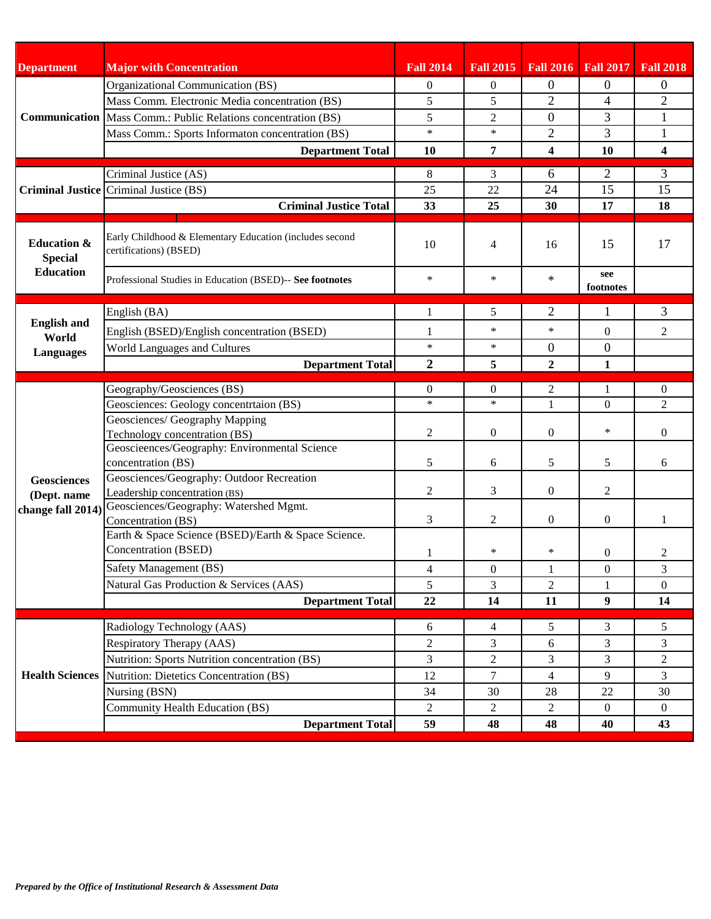| Department | Major with Concentration | Fall 2014 | Fall 2015 | Fall 2016 | Fall 2017 | Fall 2018 |
|---|---|---|---|---|---|---|
| Communication | Organizational Communication (BS) | 0 | 0 | 0 | 0 | 0 |
| | Mass Comm. Electronic Media concentration (BS) | 5 | 5 | 2 | 4 | 2 |
| | Mass Comm.: Public Relations concentration (BS) | 5 | 2 | 0 | 3 | 1 |
| | Mass Comm.: Sports Informaton concentration (BS) | * | * | 2 | 3 | 1 |
| | **Department Total** | **10** | **7** | **4** | **10** | **4** |
| Criminal Justice | Criminal Justice (AS) | 8 | 3 | 6 | 2 | 3 |
| | Criminal Justice (BS) | 25 | 22 | 24 | 15 | 15 |
| | **Criminal Justice Total** | **33** | **25** | **30** | **17** | **18** |
| Education & Special Education | Early Childhood & Elementary Education (includes second certifications) (BSED) | 10 | 4 | 16 | 15 | 17 |
| | Professional Studies in Education (BSED)-- **See footnotes** | * | * | * | **see footnotes** | |
| English and World Languages | English (BA) | 1 | 5 | 2 | 1 | 3 |
| | English (BSED)/English concentration (BSED) | 1 | * | * | 0 | 2 |
| | World Languages and Cultures | * | * | 0 | 0 | |
| | **Department Total** | **2** | **5** | **2** | **1** | |
| Geosciences (Dept. name change fall 2014) | Geography/Geosciences (BS) | 0 | 0 | 2 | 1 | 0 |
| | Geosciences: Geology concentrtaion (BS) | * | * | 1 | 0 | 2 |
| | Geosciences/ Geography Mapping Technology concentration (BS) | 2 | 0 | 0 | * | 0 |
| | Geoscieences/Geography: Environmental Science concentration (BS) | 5 | 6 | 5 | 5 | 6 |
| | Geosciences/Geography: Outdoor Recreation Leadership concentration (BS) | 2 | 3 | 0 | 2 | |
| | Geosciences/Geography: Watershed Mgmt. Concentration (BS) | 3 | 2 | 0 | 0 | 1 |
| | Earth & Space Science (BSED)/Earth & Space Science. Concentration (BSED) | 1 | * | * | 0 | 2 |
| | Safety Management (BS) | 4 | 0 | 1 | 0 | 3 |
| | Natural Gas Production & Services (AAS) | 5 | 3 | 2 | 1 | 0 |
| | **Department Total** | **22** | **14** | **11** | **9** | **14** |
| Health Sciences | Radiology Technology (AAS) | 6 | 4 | 5 | 3 | 5 |
| | Respiratory Therapy (AAS) | 2 | 3 | 6 | 3 | 3 |
| | Nutrition: Sports Nutrition concentration (BS) | 3 | 2 | 3 | 3 | 2 |
| | Nutrition: Dietetics Concentration (BS) | 12 | 7 | 4 | 9 | 3 |
| | Nursing (BSN) | 34 | 30 | 28 | 22 | 30 |
| | Community Health Education (BS) | 2 | 2 | 2 | 0 | 0 |
| | **Department Total** | **59** | **48** | **48** | **40** | **43** |

*Prepared by the Office of Institutional Research & Assessment Data*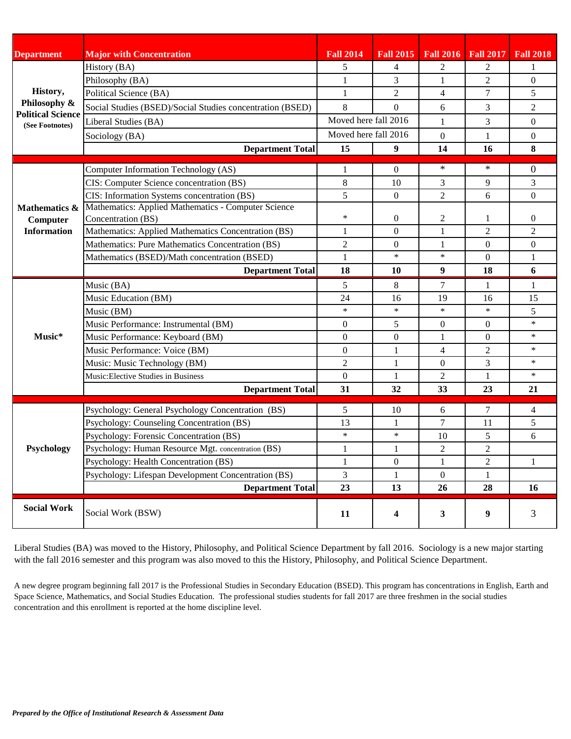| Department | Major with Concentration | Fall 2014 | Fall 2015 | Fall 2016 | Fall 2017 | Fall 2018 |
|---|---|---|---|---|---|---|
| History, Philosophy & Political Science (See Footnotes) | History (BA) | 5 | 4 | 2 | 2 | 1 |
| | Philosophy (BA) | 1 | 3 | 1 | 2 | 0 |
| | Political Science (BA) | 1 | 2 | 4 | 7 | 5 |
| | Social Studies (BSED)/Social Studies concentration (BSED) | 8 | 0 | 6 | 3 | 2 |
| | Liberal Studies (BA) | Moved here fall 2016 | | 1 | 3 | 0 |
| | Sociology (BA) | Moved here fall 2016 | | 0 | 1 | 0 |
| | **Department Total** | **15** | **9** | **14** | **16** | **8** |
| Mathematics & Computer Information | Computer Information Technology (AS) | 1 | 0 | * | * | 0 |
| | CIS: Computer Science concentration (BS) | 8 | 10 | 3 | 9 | 3 |
| | CIS: Information Systems concentration (BS) | 5 | 0 | 2 | 6 | 0 |
| | Mathematics: Applied Mathematics - Computer Science Concentration (BS) | * | 0 | 2 | 1 | 0 |
| | Mathematics: Applied Mathematics Concentration (BS) | 1 | 0 | 1 | 2 | 2 |
| | Mathematics: Pure Mathematics Concentration (BS) | 2 | 0 | 1 | 0 | 0 |
| | Mathematics (BSED)/Math concentration (BSED) | 1 | * | * | 0 | 1 |
| | **Department Total** | **18** | **10** | **9** | **18** | **6** |
| Music* | Music (BA) | 5 | 8 | 7 | 1 | 1 |
| | Music Education (BM) | 24 | 16 | 19 | 16 | 15 |
| | Music (BM) | * | * | * | * | 5 |
| | Music Performance: Instrumental (BM) | 0 | 5 | 0 | 0 | * |
| | Music Performance: Keyboard (BM) | 0 | 0 | 1 | 0 | * |
| | Music Performance: Voice (BM) | 0 | 1 | 4 | 2 | * |
| | Music: Music Technology (BM) | 2 | 1 | 0 | 3 | * |
| | Music:Elective Studies in Business | 0 | 1 | 2 | 1 | * |
| | **Department Total** | **31** | **32** | **33** | **23** | **21** |
| Psychology | Psychology: General Psychology Concentration (BS) | 5 | 10 | 6 | 7 | 4 |
| | Psychology: Counseling Concentration (BS) | 13 | 1 | 7 | 11 | 5 |
| | Psychology: Forensic Concentration (BS) | * | * | 10 | 5 | 6 |
| | Psychology: Human Resource Mgt. concentration (BS) | 1 | 1 | 2 | 2 | |
| | Psychology: Health Concentration (BS) | 1 | 0 | 1 | 2 | 1 |
| | Psychology: Lifespan Development Concentration (BS) | 3 | 1 | 0 | 1 | |
| | **Department Total** | **23** | **13** | **26** | **28** | **16** |
| Social Work | Social Work (BSW) | **11** | **4** | **3** | **9** | 3 |

Liberal Studies (BA) was moved to the History, Philosophy, and Political Science Department by fall 2016. Sociology is a new major starting with the fall 2016 semester and this program was also moved to this the History, Philosophy, and Political Science Department.

A new degree program beginning fall 2017 is the Professional Studies in Secondary Education (BSED). This program has concentrations in English, Earth and Space Science, Mathematics, and Social Studies Education. The professional studies students for fall 2017 are three freshmen in the social studies concentration and this enrollment is reported at the home discipline level.

***Prepared by the Office of Institutional Research & Assessment Data***